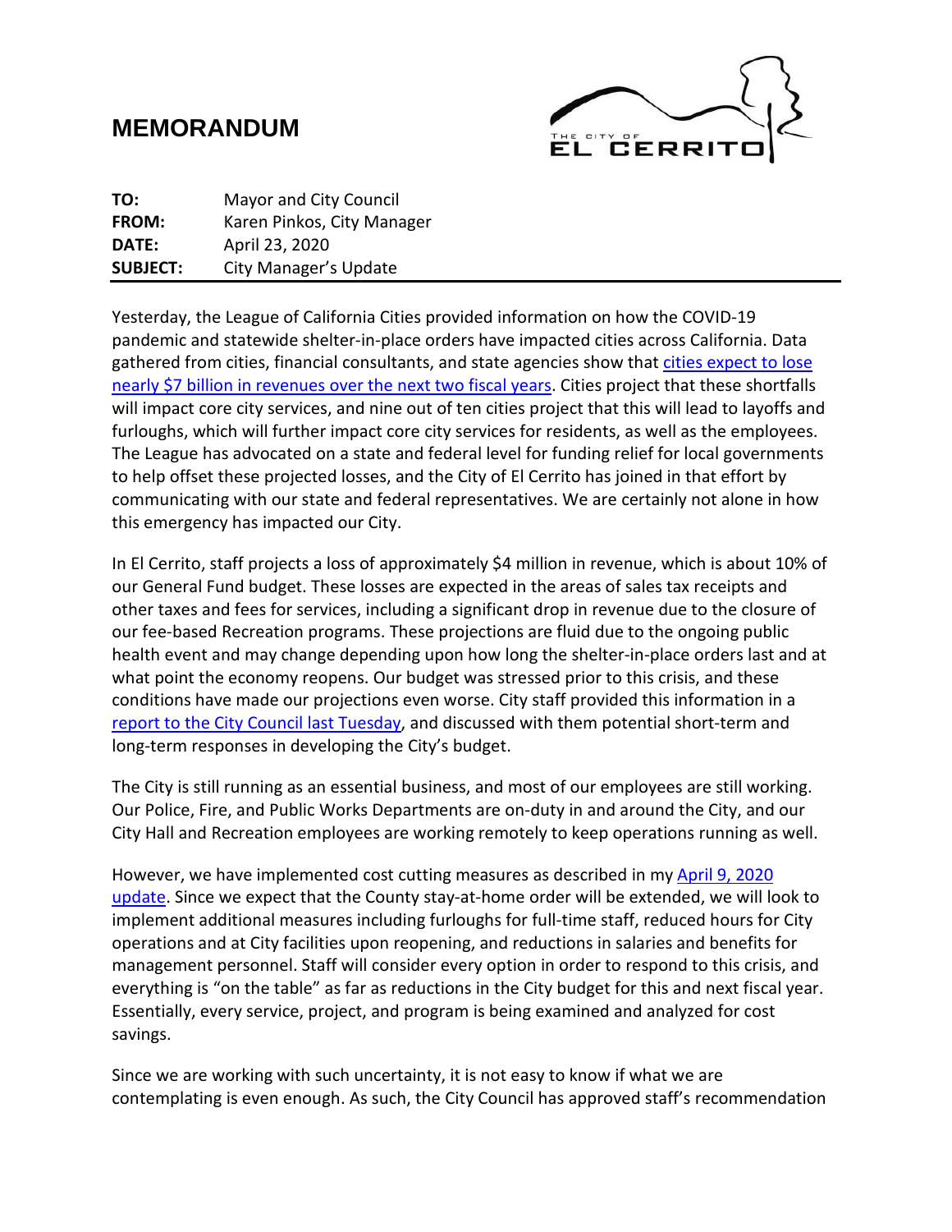# MEMORANDUM

**TO:** Mayor and City Council
**FROM:** Karen Pinkos, City Manager
**DATE:** April 23, 2020
**SUBJECT:** City Manager's Update

Yesterday, the League of California Cities provided information on how the COVID-19 pandemic and statewide shelter-in-place orders have impacted cities across California. Data gathered from cities, financial consultants, and state agencies show that cities expect to lose nearly $7 billion in revenues over the next two fiscal years. Cities project that these shortfalls will impact core city services, and nine out of ten cities project that this will lead to layoffs and furloughs, which will further impact core city services for residents, as well as the employees. The League has advocated on a state and federal level for funding relief for local governments to help offset these projected losses, and the City of El Cerrito has joined in that effort by communicating with our state and federal representatives. We are certainly not alone in how this emergency has impacted our City.

In El Cerrito, staff projects a loss of approximately $4 million in revenue, which is about 10% of our General Fund budget. These losses are expected in the areas of sales tax receipts and other taxes and fees for services, including a significant drop in revenue due to the closure of our fee-based Recreation programs. These projections are fluid due to the ongoing public health event and may change depending upon how long the shelter-in-place orders last and at what point the economy reopens. Our budget was stressed prior to this crisis, and these conditions have made our projections even worse. City staff provided this information in a report to the City Council last Tuesday, and discussed with them potential short-term and long-term responses in developing the City's budget.

The City is still running as an essential business, and most of our employees are still working. Our Police, Fire, and Public Works Departments are on-duty in and around the City, and our City Hall and Recreation employees are working remotely to keep operations running as well.

However, we have implemented cost cutting measures as described in my April 9, 2020 update. Since we expect that the County stay-at-home order will be extended, we will look to implement additional measures including furloughs for full-time staff, reduced hours for City operations and at City facilities upon reopening, and reductions in salaries and benefits for management personnel. Staff will consider every option in order to respond to this crisis, and everything is "on the table" as far as reductions in the City budget for this and next fiscal year. Essentially, every service, project, and program is being examined and analyzed for cost savings.

Since we are working with such uncertainty, it is not easy to know if what we are contemplating is even enough. As such, the City Council has approved staff's recommendation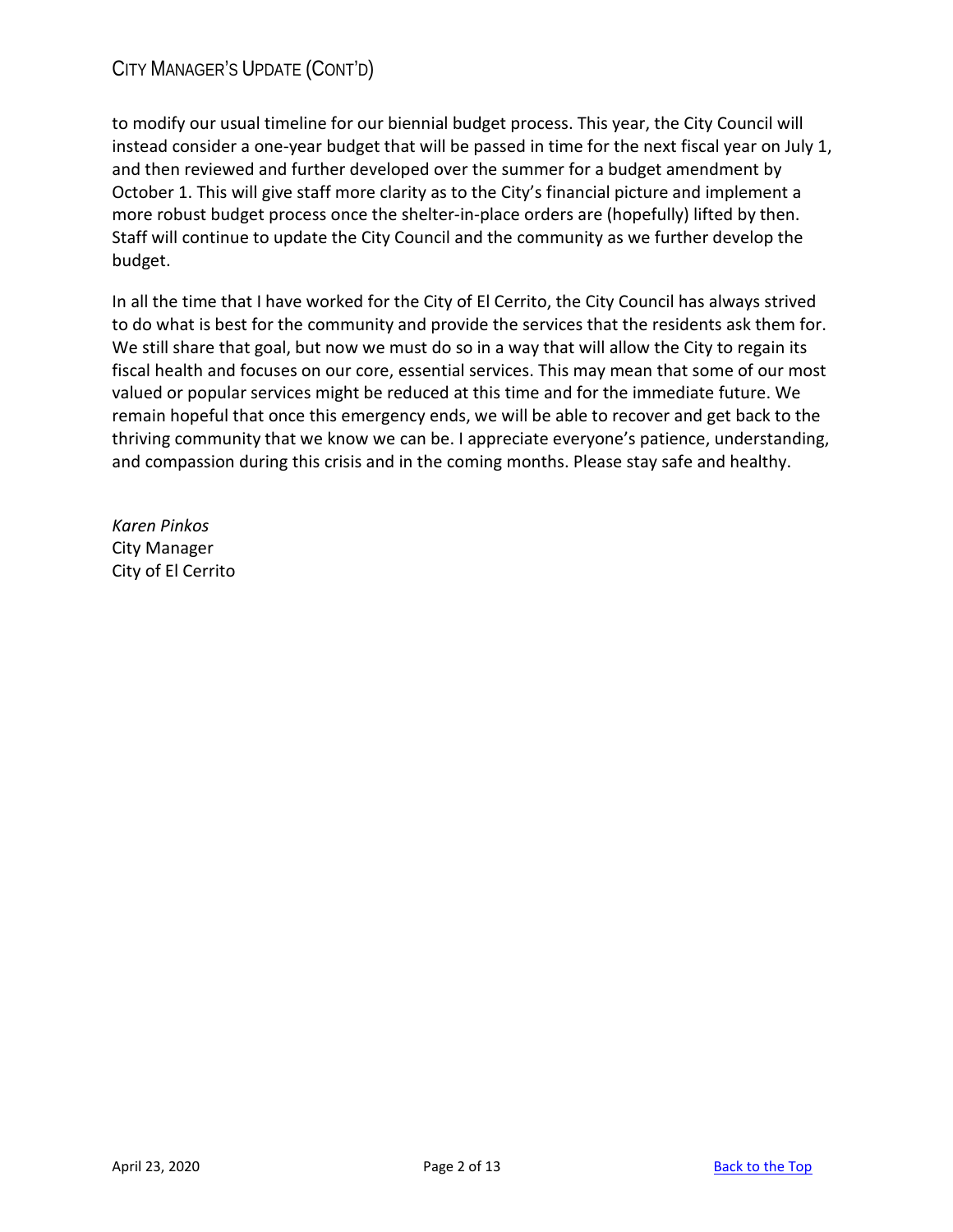to modify our usual timeline for our biennial budget process. This year, the City Council will instead consider a one-year budget that will be passed in time for the next fiscal year on July 1, and then reviewed and further developed over the summer for a budget amendment by October 1. This will give staff more clarity as to the City's financial picture and implement a more robust budget process once the shelter-in-place orders are (hopefully) lifted by then. Staff will continue to update the City Council and the community as we further develop the budget.

In all the time that I have worked for the City of El Cerrito, the City Council has always strived to do what is best for the community and provide the services that the residents ask them for. We still share that goal, but now we must do so in a way that will allow the City to regain its fiscal health and focuses on our core, essential services. This may mean that some of our most valued or popular services might be reduced at this time and for the immediate future. We remain hopeful that once this emergency ends, we will be able to recover and get back to the thriving community that we know we can be. I appreciate everyone's patience, understanding, and compassion during this crisis and in the coming months. Please stay safe and healthy.

*Karen Pinkos*
City Manager
City of El Cerrito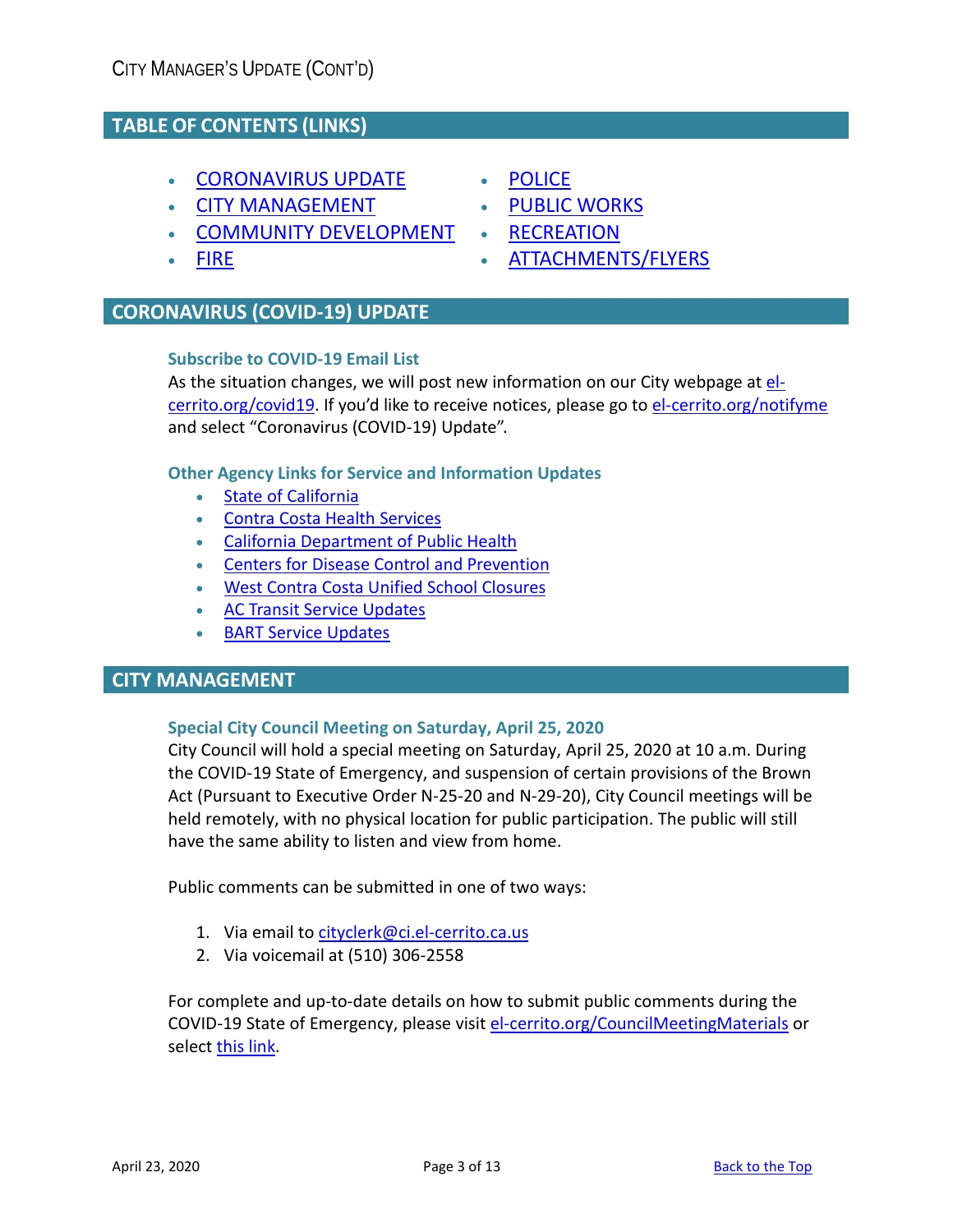# CITY MANAGER'S UPDATE (CONT'D)

## TABLE OF CONTENTS (LINKS)

- CORONAVIRUS UPDATE
- CITY MANAGEMENT
- COMMUNITY DEVELOPMENT
- FIRE
- POLICE
- PUBLIC WORKS
- RECREATION
- ATTACHMENTS/FLYERS

## CORONAVIRUS (COVID-19) UPDATE

### Subscribe to COVID-19 Email List

As the situation changes, we will post new information on our City webpage at el-cerrito.org/covid19. If you'd like to receive notices, please go to el-cerrito.org/notifyme and select "Coronavirus (COVID-19) Update".

### Other Agency Links for Service and Information Updates

- State of California
- Contra Costa Health Services
- California Department of Public Health
- Centers for Disease Control and Prevention
- West Contra Costa Unified School Closures
- AC Transit Service Updates
- BART Service Updates

## CITY MANAGEMENT

### Special City Council Meeting on Saturday, April 25, 2020

City Council will hold a special meeting on Saturday, April 25, 2020 at 10 a.m. During the COVID-19 State of Emergency, and suspension of certain provisions of the Brown Act (Pursuant to Executive Order N-25-20 and N-29-20), City Council meetings will be held remotely, with no physical location for public participation. The public will still have the same ability to listen and view from home.

Public comments can be submitted in one of two ways:

1. Via email to cityclerk@ci.el-cerrito.ca.us
2. Via voicemail at (510) 306-2558

For complete and up-to-date details on how to submit public comments during the COVID-19 State of Emergency, please visit el-cerrito.org/CouncilMeetingMaterials or select this link.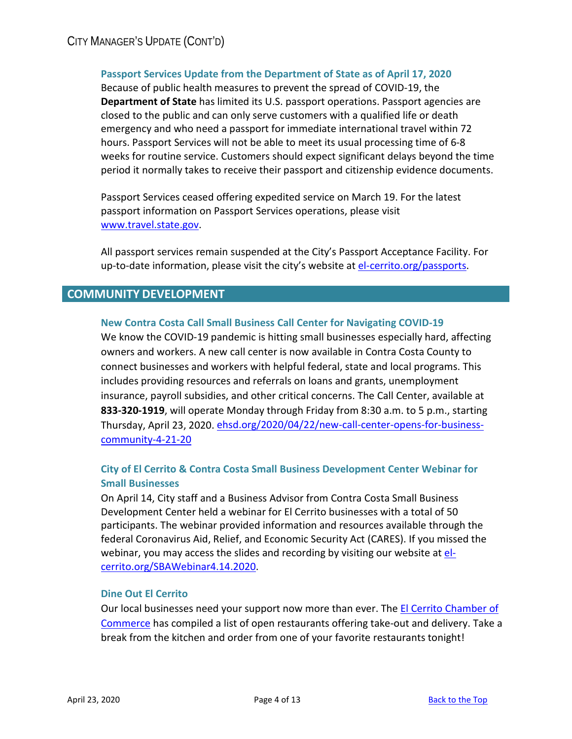## Passport Services Update from the Department of State as of April 17, 2020

Because of public health measures to prevent the spread of COVID-19, the **Department of State** has limited its U.S. passport operations. Passport agencies are closed to the public and can only serve customers with a qualified life or death emergency and who need a passport for immediate international travel within 72 hours. Passport Services will not be able to meet its usual processing time of 6-8 weeks for routine service. Customers should expect significant delays beyond the time period it normally takes to receive their passport and citizenship evidence documents.

Passport Services ceased offering expedited service on March 19. For the latest passport information on Passport Services operations, please visit [www.travel.state.gov](www.travel.state.gov).

All passport services remain suspended at the City's Passport Acceptance Facility. For up-to-date information, please visit the city's website at [el-cerrito.org/passports](el-cerrito.org/passports).

# COMMUNITY DEVELOPMENT

## New Contra Costa Call Small Business Call Center for Navigating COVID-19

We know the COVID-19 pandemic is hitting small businesses especially hard, affecting owners and workers. A new call center is now available in Contra Costa County to connect businesses and workers with helpful federal, state and local programs. This includes providing resources and referrals on loans and grants, unemployment insurance, payroll subsidies, and other critical concerns. The Call Center, available at **833-320-1919**, will operate Monday through Friday from 8:30 a.m. to 5 p.m., starting Thursday, April 23, 2020. [ehsd.org/2020/04/22/new-call-center-opens-for-business-community-4-21-20](ehsd.org/2020/04/22/new-call-center-opens-for-business-community-4-21-20)

## City of El Cerrito & Contra Costa Small Business Development Center Webinar for Small Businesses

On April 14, City staff and a Business Advisor from Contra Costa Small Business Development Center held a webinar for El Cerrito businesses with a total of 50 participants. The webinar provided information and resources available through the federal Coronavirus Aid, Relief, and Economic Security Act (CARES). If you missed the webinar, you may access the slides and recording by visiting our website at [el-cerrito.org/SBAWebinar4.14.2020](el-cerrito.org/SBAWebinar4.14.2020).

## Dine Out El Cerrito

Our local businesses need your support now more than ever. The El Cerrito Chamber of Commerce has compiled a list of open restaurants offering take-out and delivery. Take a break from the kitchen and order from one of your favorite restaurants tonight!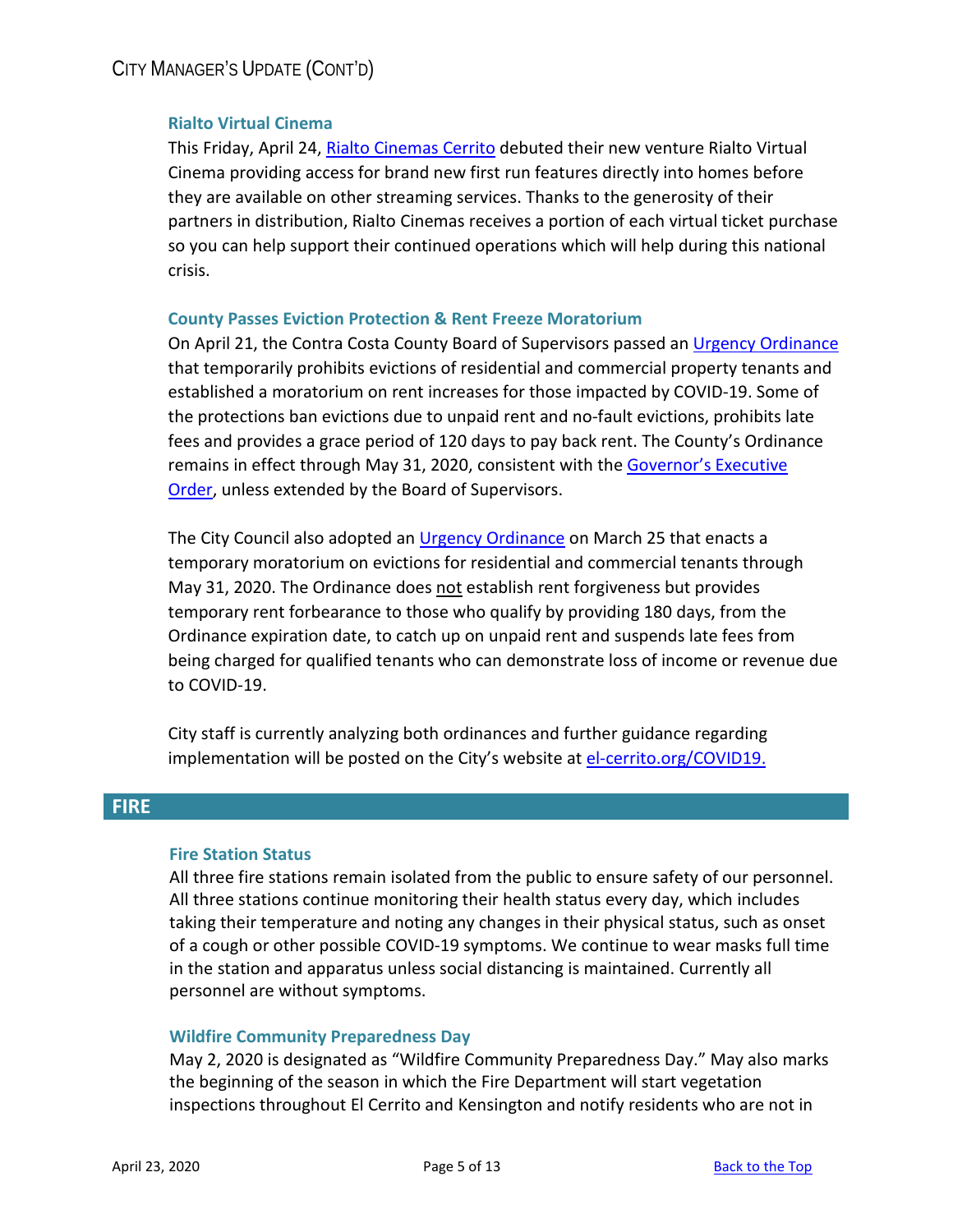### Rialto Virtual Cinema

This Friday, April 24, Rialto Cinemas Cerrito debuted their new venture Rialto Virtual Cinema providing access for brand new first run features directly into homes before they are available on other streaming services. Thanks to the generosity of their partners in distribution, Rialto Cinemas receives a portion of each virtual ticket purchase so you can help support their continued operations which will help during this national crisis.

### County Passes Eviction Protection & Rent Freeze Moratorium

On April 21, the Contra Costa County Board of Supervisors passed an Urgency Ordinance that temporarily prohibits evictions of residential and commercial property tenants and established a moratorium on rent increases for those impacted by COVID-19. Some of the protections ban evictions due to unpaid rent and no-fault evictions, prohibits late fees and provides a grace period of 120 days to pay back rent. The County's Ordinance remains in effect through May 31, 2020, consistent with the Governor's Executive Order, unless extended by the Board of Supervisors.

The City Council also adopted an Urgency Ordinance on March 25 that enacts a temporary moratorium on evictions for residential and commercial tenants through May 31, 2020. The Ordinance does not establish rent forgiveness but provides temporary rent forbearance to those who qualify by providing 180 days, from the Ordinance expiration date, to catch up on unpaid rent and suspends late fees from being charged for qualified tenants who can demonstrate loss of income or revenue due to COVID-19.

City staff is currently analyzing both ordinances and further guidance regarding implementation will be posted on the City's website at el-cerrito.org/COVID19.

## FIRE

### Fire Station Status

All three fire stations remain isolated from the public to ensure safety of our personnel. All three stations continue monitoring their health status every day, which includes taking their temperature and noting any changes in their physical status, such as onset of a cough or other possible COVID-19 symptoms. We continue to wear masks full time in the station and apparatus unless social distancing is maintained. Currently all personnel are without symptoms.

### Wildfire Community Preparedness Day

May 2, 2020 is designated as "Wildfire Community Preparedness Day." May also marks the beginning of the season in which the Fire Department will start vegetation inspections throughout El Cerrito and Kensington and notify residents who are not in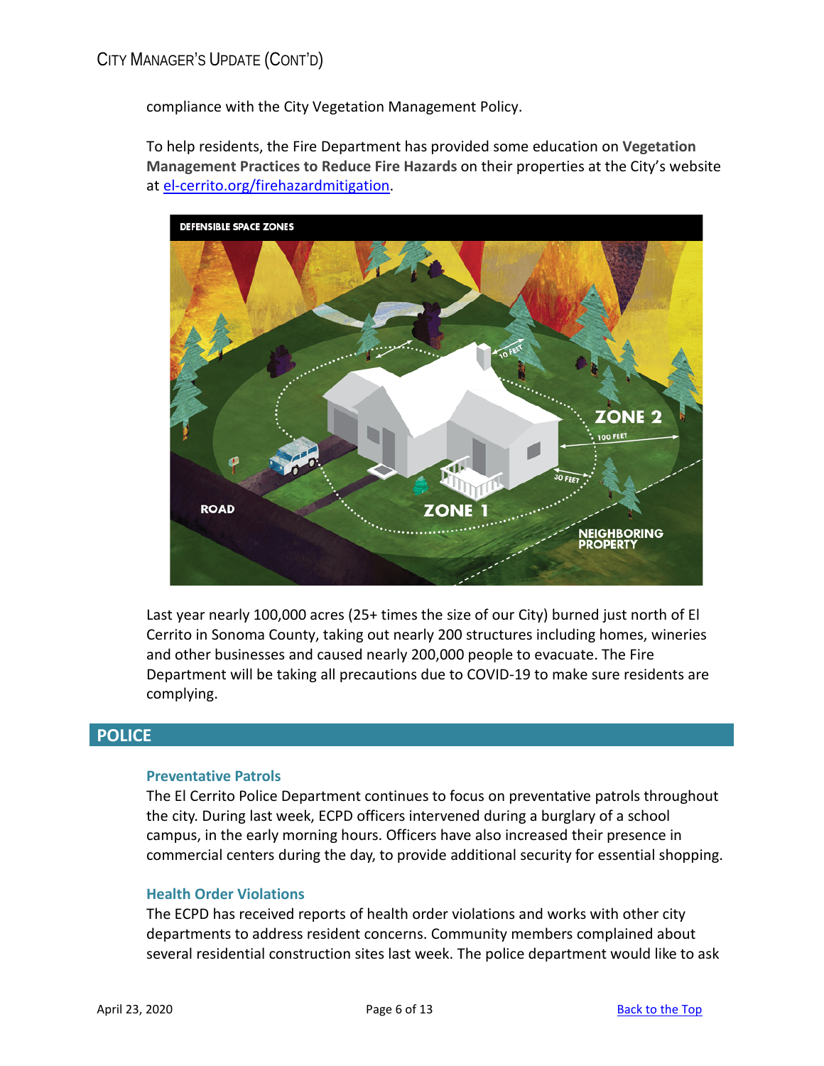compliance with the City Vegetation Management Policy.

To help residents, the Fire Department has provided some education on **Vegetation Management Practices to Reduce Fire Hazards** on their properties at the City's website at el-cerrito.org/firehazardmitigation.

Last year nearly 100,000 acres (25+ times the size of our City) burned just north of El Cerrito in Sonoma County, taking out nearly 200 structures including homes, wineries and other businesses and caused nearly 200,000 people to evacuate. The Fire Department will be taking all precautions due to COVID-19 to make sure residents are complying.

## POLICE

### Preventative Patrols

The El Cerrito Police Department continues to focus on preventative patrols throughout the city. During last week, ECPD officers intervened during a burglary of a school campus, in the early morning hours. Officers have also increased their presence in commercial centers during the day, to provide additional security for essential shopping.

### Health Order Violations

The ECPD has received reports of health order violations and works with other city departments to address resident concerns. Community members complained about several residential construction sites last week. The police department would like to ask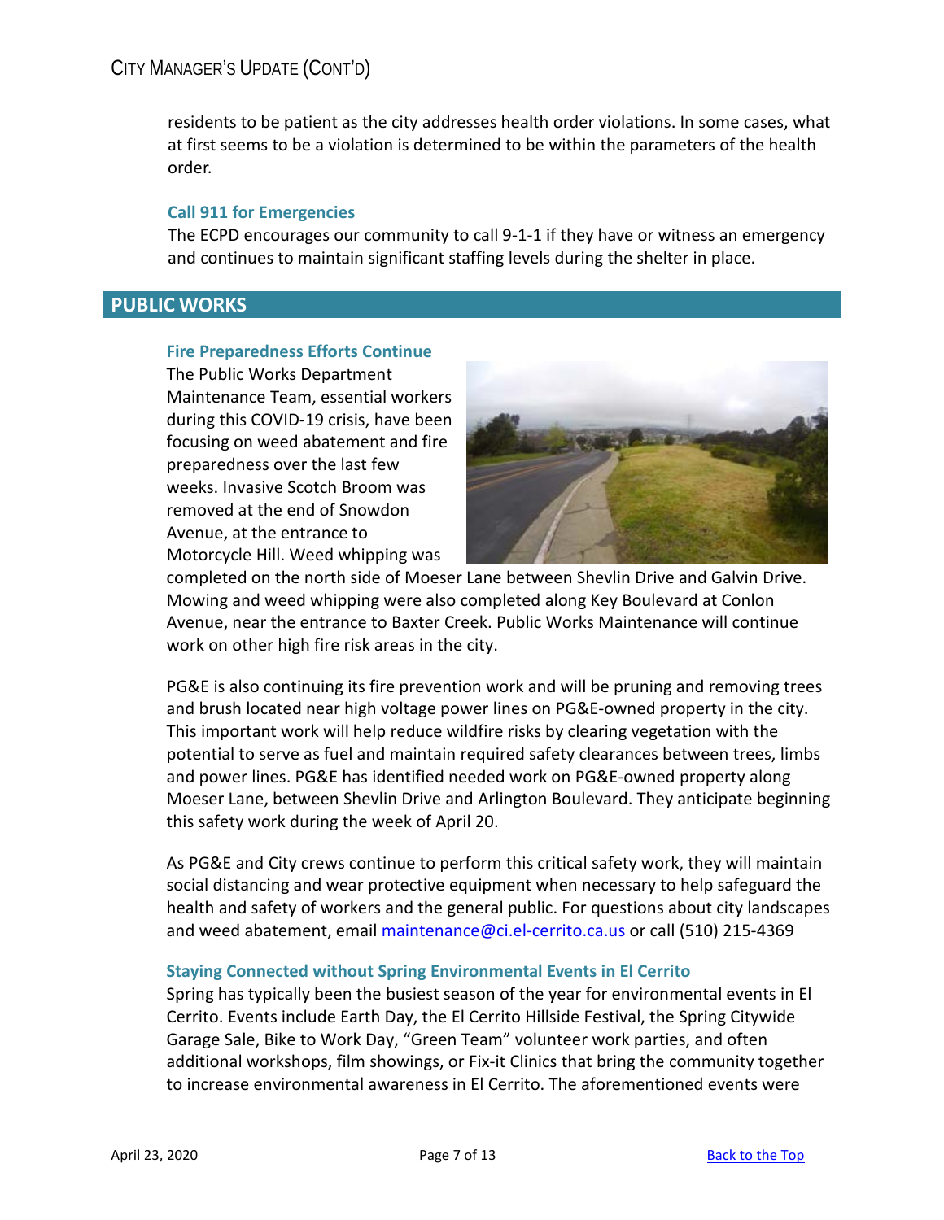residents to be patient as the city addresses health order violations. In some cases, what at first seems to be a violation is determined to be within the parameters of the health order.

### Call 911 for Emergencies

The ECPD encourages our community to call 9-1-1 if they have or witness an emergency and continues to maintain significant staffing levels during the shelter in place.

## PUBLIC WORKS

### Fire Preparedness Efforts Continue

The Public Works Department Maintenance Team, essential workers during this COVID-19 crisis, have been focusing on weed abatement and fire preparedness over the last few weeks. Invasive Scotch Broom was removed at the end of Snowdon Avenue, at the entrance to Motorcycle Hill. Weed whipping was completed on the north side of Moeser Lane between Shevlin Drive and Galvin Drive. Mowing and weed whipping were also completed along Key Boulevard at Conlon Avenue, near the entrance to Baxter Creek. Public Works Maintenance will continue work on other high fire risk areas in the city.

PG&E is also continuing its fire prevention work and will be pruning and removing trees and brush located near high voltage power lines on PG&E-owned property in the city. This important work will help reduce wildfire risks by clearing vegetation with the potential to serve as fuel and maintain required safety clearances between trees, limbs and power lines. PG&E has identified needed work on PG&E-owned property along Moeser Lane, between Shevlin Drive and Arlington Boulevard. They anticipate beginning this safety work during the week of April 20.

As PG&E and City crews continue to perform this critical safety work, they will maintain social distancing and wear protective equipment when necessary to help safeguard the health and safety of workers and the general public. For questions about city landscapes and weed abatement, email maintenance@ci.el-cerrito.ca.us or call (510) 215-4369

### Staying Connected without Spring Environmental Events in El Cerrito

Spring has typically been the busiest season of the year for environmental events in El Cerrito. Events include Earth Day, the El Cerrito Hillside Festival, the Spring Citywide Garage Sale, Bike to Work Day, "Green Team" volunteer work parties, and often additional workshops, film showings, or Fix-it Clinics that bring the community together to increase environmental awareness in El Cerrito. The aforementioned events were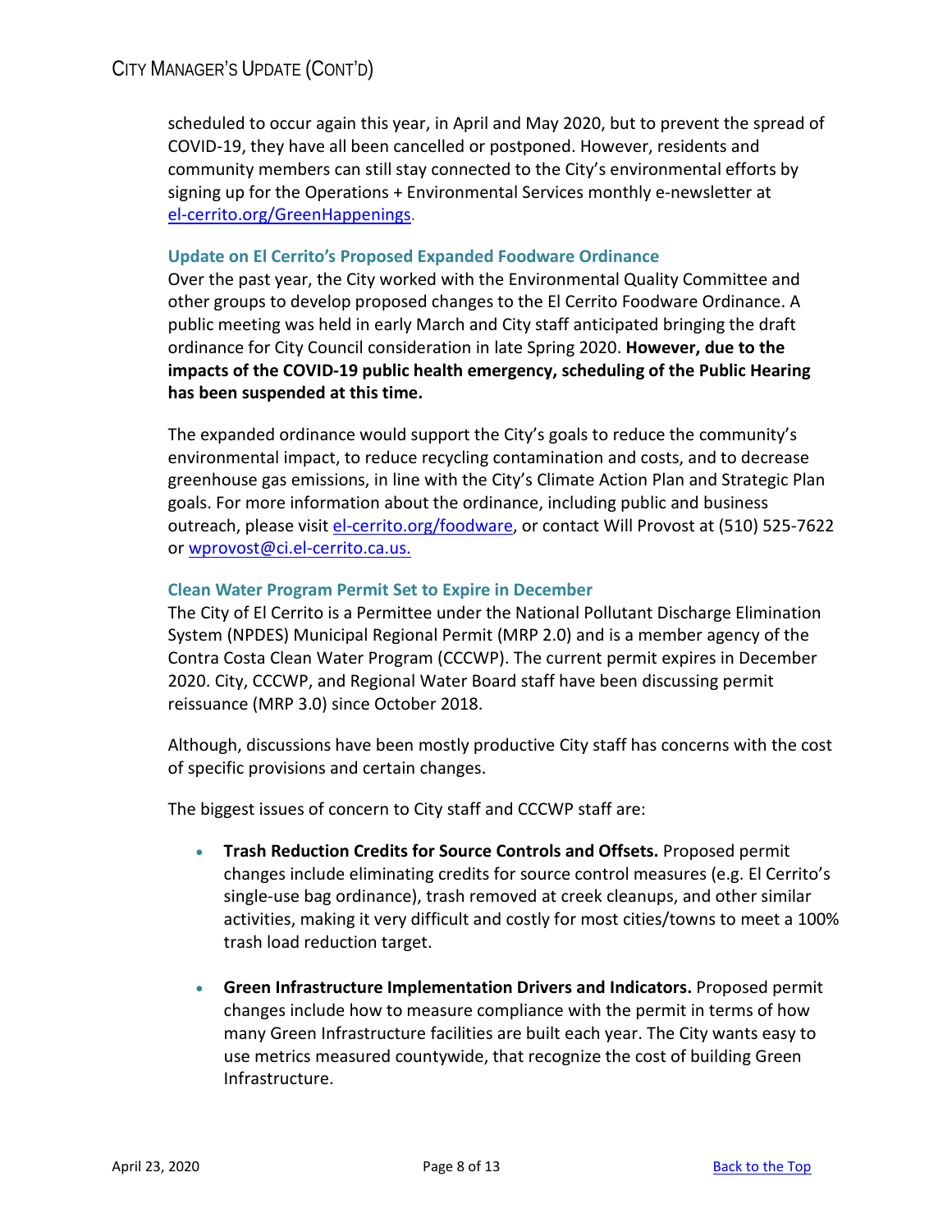scheduled to occur again this year, in April and May 2020, but to prevent the spread of COVID-19, they have all been cancelled or postponed. However, residents and community members can still stay connected to the City's environmental efforts by signing up for the Operations + Environmental Services monthly e-newsletter at [el-cerrito.org/GreenHappenings](el-cerrito.org/GreenHappenings).

### Update on El Cerrito's Proposed Expanded Foodware Ordinance

Over the past year, the City worked with the Environmental Quality Committee and other groups to develop proposed changes to the El Cerrito Foodware Ordinance. A public meeting was held in early March and City staff anticipated bringing the draft ordinance for City Council consideration in late Spring 2020. **However, due to the impacts of the COVID-19 public health emergency, scheduling of the Public Hearing has been suspended at this time.**

The expanded ordinance would support the City's goals to reduce the community's environmental impact, to reduce recycling contamination and costs, and to decrease greenhouse gas emissions, in line with the City's Climate Action Plan and Strategic Plan goals. For more information about the ordinance, including public and business outreach, please visit [el-cerrito.org/foodware](el-cerrito.org/foodware), or contact Will Provost at (510) 525-7622 or [wprovost@ci.el-cerrito.ca.us.](mailto:wprovost@ci.el-cerrito.ca.us)

### Clean Water Program Permit Set to Expire in December

The City of El Cerrito is a Permittee under the National Pollutant Discharge Elimination System (NPDES) Municipal Regional Permit (MRP 2.0) and is a member agency of the Contra Costa Clean Water Program (CCCWP). The current permit expires in December 2020. City, CCCWP, and Regional Water Board staff have been discussing permit reissuance (MRP 3.0) since October 2018.

Although, discussions have been mostly productive City staff has concerns with the cost of specific provisions and certain changes.

The biggest issues of concern to City staff and CCCWP staff are:

- **Trash Reduction Credits for Source Controls and Offsets.** Proposed permit changes include eliminating credits for source control measures (e.g. El Cerrito's single-use bag ordinance), trash removed at creek cleanups, and other similar activities, making it very difficult and costly for most cities/towns to meet a 100% trash load reduction target.
- **Green Infrastructure Implementation Drivers and Indicators.** Proposed permit changes include how to measure compliance with the permit in terms of how many Green Infrastructure facilities are built each year. The City wants easy to use metrics measured countywide, that recognize the cost of building Green Infrastructure.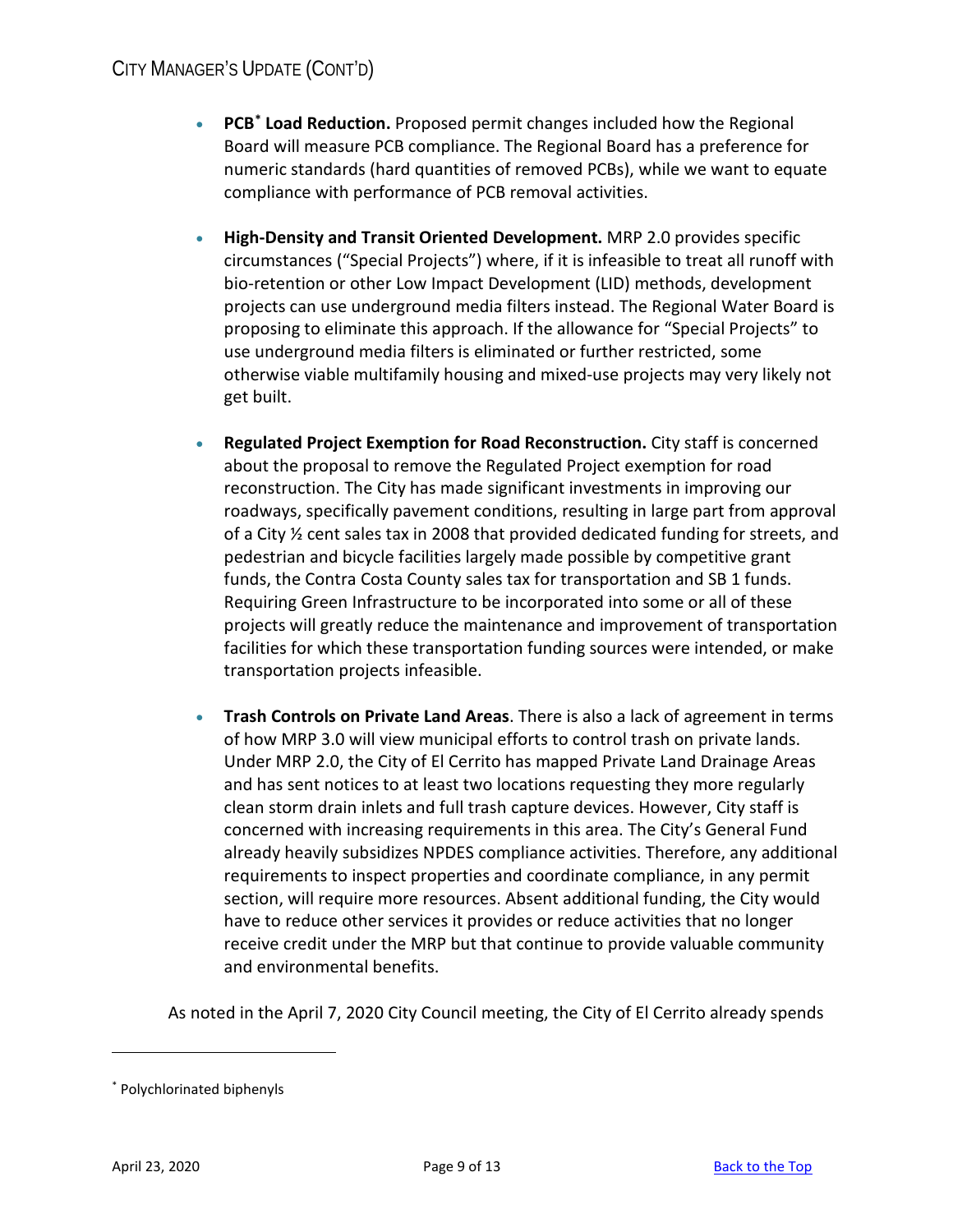- **PCB[*] Load Reduction.** Proposed permit changes included how the Regional Board will measure PCB compliance. The Regional Board has a preference for numeric standards (hard quantities of removed PCBs), while we want to equate compliance with performance of PCB removal activities.

- **High-Density and Transit Oriented Development.** MRP 2.0 provides specific circumstances ("Special Projects") where, if it is infeasible to treat all runoff with bio-retention or other Low Impact Development (LID) methods, development projects can use underground media filters instead. The Regional Water Board is proposing to eliminate this approach. If the allowance for "Special Projects" to use underground media filters is eliminated or further restricted, some otherwise viable multifamily housing and mixed-use projects may very likely not get built.

- **Regulated Project Exemption for Road Reconstruction.** City staff is concerned about the proposal to remove the Regulated Project exemption for road reconstruction. The City has made significant investments in improving our roadways, specifically pavement conditions, resulting in large part from approval of a City ½ cent sales tax in 2008 that provided dedicated funding for streets, and pedestrian and bicycle facilities largely made possible by competitive grant funds, the Contra Costa County sales tax for transportation and SB 1 funds. Requiring Green Infrastructure to be incorporated into some or all of these projects will greatly reduce the maintenance and improvement of transportation facilities for which these transportation funding sources were intended, or make transportation projects infeasible.

- **Trash Controls on Private Land Areas**. There is also a lack of agreement in terms of how MRP 3.0 will view municipal efforts to control trash on private lands. Under MRP 2.0, the City of El Cerrito has mapped Private Land Drainage Areas and has sent notices to at least two locations requesting they more regularly clean storm drain inlets and full trash capture devices. However, City staff is concerned with increasing requirements in this area. The City's General Fund already heavily subsidizes NPDES compliance activities. Therefore, any additional requirements to inspect properties and coordinate compliance, in any permit section, will require more resources. Absent additional funding, the City would have to reduce other services it provides or reduce activities that no longer receive credit under the MRP but that continue to provide valuable community and environmental benefits.

As noted in the April 7, 2020 City Council meeting, the City of El Cerrito already spends

[*] Polychlorinated biphenyls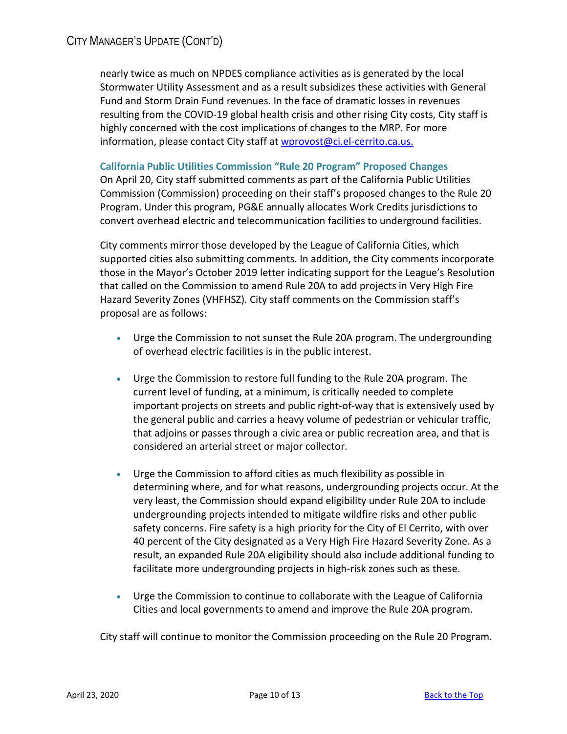nearly twice as much on NPDES compliance activities as is generated by the local Stormwater Utility Assessment and as a result subsidizes these activities with General Fund and Storm Drain Fund revenues. In the face of dramatic losses in revenues resulting from the COVID-19 global health crisis and other rising City costs, City staff is highly concerned with the cost implications of changes to the MRP. For more information, please contact City staff at wprovost@ci.el-cerrito.ca.us.

### California Public Utilities Commission "Rule 20 Program" Proposed Changes

On April 20, City staff submitted comments as part of the California Public Utilities Commission (Commission) proceeding on their staff's proposed changes to the Rule 20 Program. Under this program, PG&E annually allocates Work Credits jurisdictions to convert overhead electric and telecommunication facilities to underground facilities.

City comments mirror those developed by the League of California Cities, which supported cities also submitting comments. In addition, the City comments incorporate those in the Mayor's October 2019 letter indicating support for the League's Resolution that called on the Commission to amend Rule 20A to add projects in Very High Fire Hazard Severity Zones (VHFHSZ). City staff comments on the Commission staff's proposal are as follows:

- Urge the Commission to not sunset the Rule 20A program. The undergrounding of overhead electric facilities is in the public interest.
- Urge the Commission to restore full funding to the Rule 20A program. The current level of funding, at a minimum, is critically needed to complete important projects on streets and public right-of-way that is extensively used by the general public and carries a heavy volume of pedestrian or vehicular traffic, that adjoins or passes through a civic area or public recreation area, and that is considered an arterial street or major collector.
- Urge the Commission to afford cities as much flexibility as possible in determining where, and for what reasons, undergrounding projects occur. At the very least, the Commission should expand eligibility under Rule 20A to include undergrounding projects intended to mitigate wildfire risks and other public safety concerns. Fire safety is a high priority for the City of El Cerrito, with over 40 percent of the City designated as a Very High Fire Hazard Severity Zone. As a result, an expanded Rule 20A eligibility should also include additional funding to facilitate more undergrounding projects in high-risk zones such as these.
- Urge the Commission to continue to collaborate with the League of California Cities and local governments to amend and improve the Rule 20A program.

City staff will continue to monitor the Commission proceeding on the Rule 20 Program.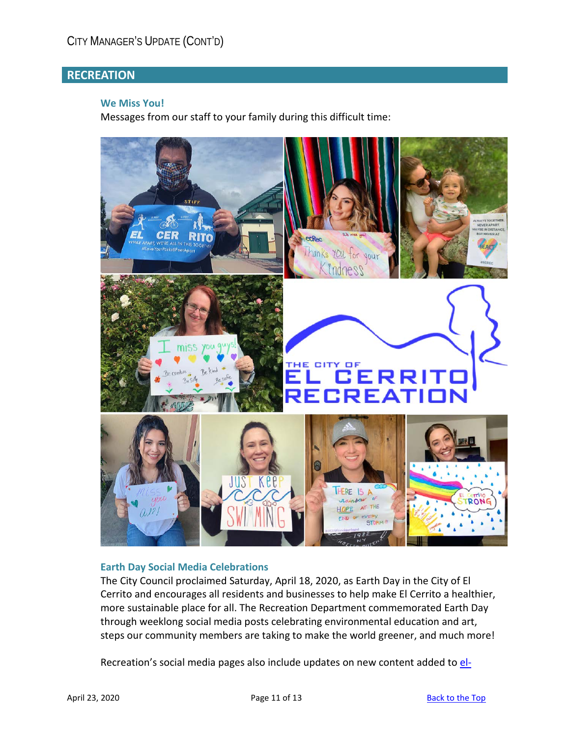## RECREATION

### We Miss You!

Messages from our staff to your family during this difficult time:

### Earth Day Social Media Celebrations

The City Council proclaimed Saturday, April 18, 2020, as Earth Day in the City of El Cerrito and encourages all residents and businesses to help make El Cerrito a healthier, more sustainable place for all. The Recreation Department commemorated Earth Day through weeklong social media posts celebrating environmental education and art, steps our community members are taking to make the world greener, and much more!

Recreation's social media pages also include updates on new content added to el-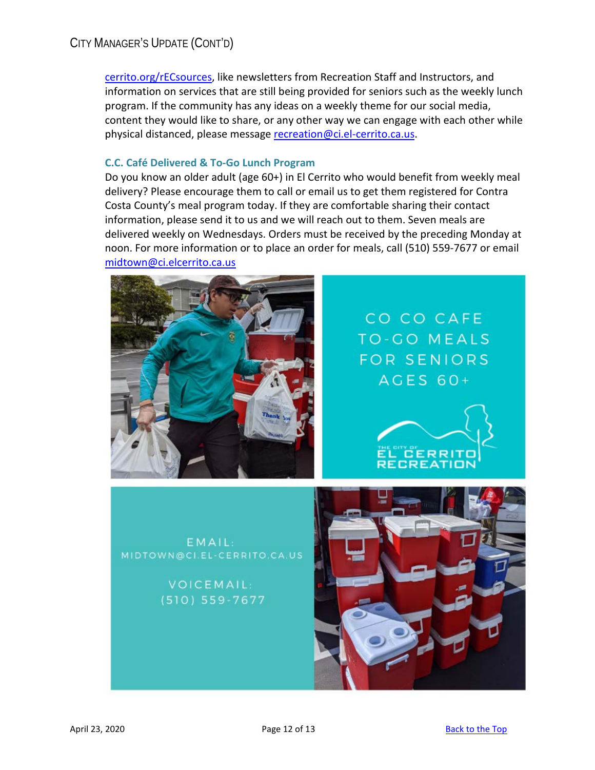cerrito.org/rECsources, like newsletters from Recreation Staff and Instructors, and information on services that are still being provided for seniors such as the weekly lunch program. If the community has any ideas on a weekly theme for our social media, content they would like to share, or any other way we can engage with each other while physical distanced, please message recreation@ci.el-cerrito.ca.us.

### C.C. Café Delivered & To-Go Lunch Program

Do you know an older adult (age 60+) in El Cerrito who would benefit from weekly meal delivery? Please encourage them to call or email us to get them registered for Contra Costa County's meal program today. If they are comfortable sharing their contact information, please send it to us and we will reach out to them. Seven meals are delivered weekly on Wednesdays. Orders must be received by the preceding Monday at noon. For more information or to place an order for meals, call (510) 559-7677 or email midtown@ci.elcerrito.ca.us

CO CO CAFE TO-GO MEALS FOR SENIORS AGES 60+

THE CITY OF EL CERRITO RECREATION

EMAIL: MIDTOWN@CI.EL-CERRITO.CA.US

VOICEMAIL: (510) 559-7677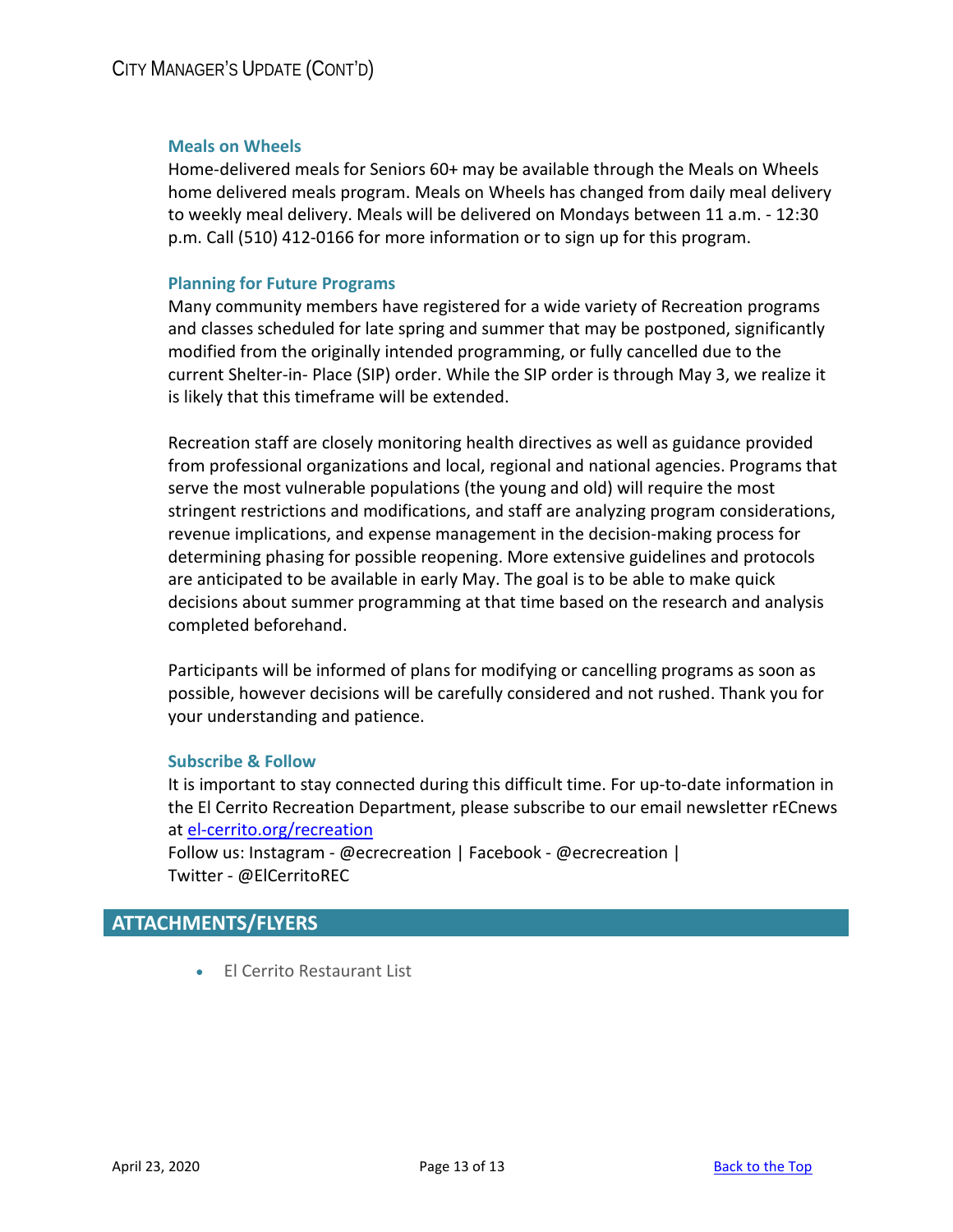### Meals on Wheels

Home-delivered meals for Seniors 60+ may be available through the Meals on Wheels home delivered meals program. Meals on Wheels has changed from daily meal delivery to weekly meal delivery. Meals will be delivered on Mondays between 11 a.m. - 12:30 p.m. Call (510) 412-0166 for more information or to sign up for this program.

### Planning for Future Programs

Many community members have registered for a wide variety of Recreation programs and classes scheduled for late spring and summer that may be postponed, significantly modified from the originally intended programming, or fully cancelled due to the current Shelter-in- Place (SIP) order. While the SIP order is through May 3, we realize it is likely that this timeframe will be extended.

Recreation staff are closely monitoring health directives as well as guidance provided from professional organizations and local, regional and national agencies. Programs that serve the most vulnerable populations (the young and old) will require the most stringent restrictions and modifications, and staff are analyzing program considerations, revenue implications, and expense management in the decision-making process for determining phasing for possible reopening. More extensive guidelines and protocols are anticipated to be available in early May. The goal is to be able to make quick decisions about summer programming at that time based on the research and analysis completed beforehand.

Participants will be informed of plans for modifying or cancelling programs as soon as possible, however decisions will be carefully considered and not rushed. Thank you for your understanding and patience.

### Subscribe & Follow

It is important to stay connected during this difficult time. For up-to-date information in the El Cerrito Recreation Department, please subscribe to our email newsletter rECnews at [el-cerrito.org/recreation](el-cerrito.org/recreation)

Follow us: Instagram - @ecrecreation | Facebook - @ecrecreation | Twitter - @ElCerritoREC

## ATTACHMENTS/FLYERS

- El Cerrito Restaurant List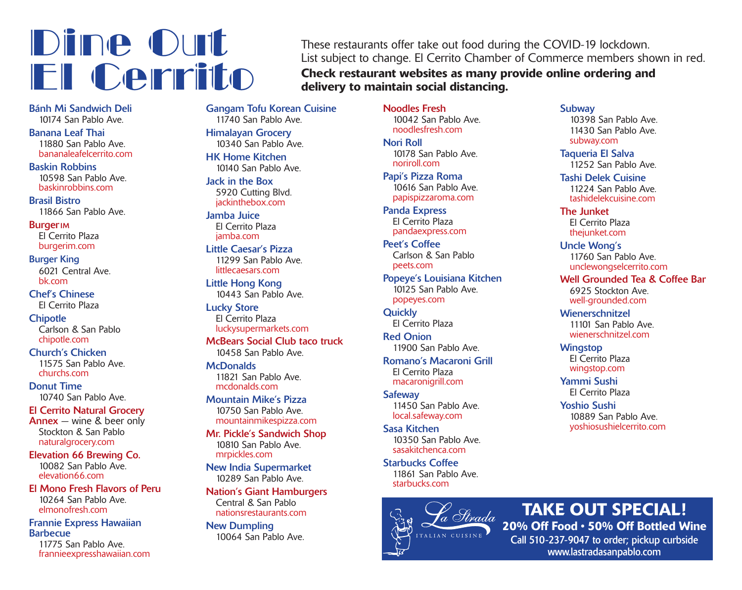# Dine Out El Cerrito

These restaurants offer take out food during the COVID-19 lockdown.
List subject to change. El Cerrito Chamber of Commerce members shown in red.
**Check restaurant websites as many provide online ordering and delivery to maintain social distancing.**

**Bánh Mi Sandwich Deli**
10174 San Pablo Ave.

**Banana Leaf Thai**
11880 San Pablo Ave.
bananaleafelcerrito.com

**Baskin Robbins**
10598 San Pablo Ave.
baskinrobbins.com

**Brasil Bistro**
11866 San Pablo Ave.

**BurgerIM**
El Cerrito Plaza
burgerim.com

**Burger King**
6021 Central Ave.
bk.com

**Chef's Chinese**
El Cerrito Plaza

**Chipotle**
Carlson & San Pablo
chipotle.com

**Church's Chicken**
11575 San Pablo Ave.
churchs.com

**Donut Time**
10740 San Pablo Ave.

**El Cerrito Natural Grocery Annex** — wine & beer only
Stockton & San Pablo
naturalgrocery.com

**Elevation 66 Brewing Co.**
10082 San Pablo Ave.
elevation66.com

**El Mono Fresh Flavors of Peru**
10264 San Pablo Ave.
elmonofresh.com

**Frannie Express Hawaiian Barbecue**
11775 San Pablo Ave.
frannieexpresshawaiian.com

**Gangam Tofu Korean Cuisine**
11740 San Pablo Ave.

**Himalayan Grocery**
10340 San Pablo Ave.

**HK Home Kitchen**
10140 San Pablo Ave.

**Jack in the Box**
5920 Cutting Blvd.
jackinthebox.com

**Jamba Juice**
El Cerrito Plaza
jamba.com

**Little Caesar's Pizza**
11299 San Pablo Ave.
littlecaesars.com

**Little Hong Kong**
10443 San Pablo Ave.

**Lucky Store**
El Cerrito Plaza
luckysupermarkets.com

**McBears Social Club taco truck**
10458 San Pablo Ave.

**McDonalds**
11821 San Pablo Ave.
mcdonalds.com

**Mountain Mike's Pizza**
10750 San Pablo Ave.
mountainmikespizza.com

**Mr. Pickle's Sandwich Shop**
10810 San Pablo Ave.
mrpickles.com

**New India Supermarket**
10289 San Pablo Ave.

**Nation's Giant Hamburgers**
Central & San Pablo
nationsrestaurants.com

**New Dumpling**
10064 San Pablo Ave.

**Noodles Fresh**
10042 San Pablo Ave.
noodlesfresh.com

**Nori Roll**
10178 San Pablo Ave.
noriroll.com

**Papi's Pizza Roma**
10616 San Pablo Ave.
papispizzaroma.com

**Panda Express**
El Cerrito Plaza
pandaexpress.com

**Peet's Coffee**
Carlson & San Pablo
peets.com

**Popeye's Louisiana Kitchen**
10125 San Pablo Ave.
popeyes.com

**Quickly**
El Cerrito Plaza

**Red Onion**
11900 San Pablo Ave.

**Romano's Macaroni Grill**
El Cerrito Plaza
macaronigrill.com

**Safeway**
11450 San Pablo Ave.
local.safeway.com

**Sasa Kitchen**
10350 San Pablo Ave.
sasakitchenca.com

**Starbucks Coffee**
11861 San Pablo Ave.
starbucks.com

**Subway**
10398 San Pablo Ave.
11430 San Pablo Ave.
subway.com

**Taqueria El Salva**
11252 San Pablo Ave.

**Tashi Delek Cuisine**
11224 San Pablo Ave.
tashidelekcuisine.com

**The Junket**
El Cerrito Plaza
thejunket.com

**Uncle Wong's**
11760 San Pablo Ave.
unclewongselcerrito.com

**Well Grounded Tea & Coffee Bar**
6925 Stockton Ave.
well-grounded.com

**Wienerschnitzel**
11101 San Pablo Ave.
wienerschnitzel.com

**Wingstop**
El Cerrito Plaza
wingstop.com

**Yammi Sushi**
El Cerrito Plaza

**Yoshio Sushi**
10889 San Pablo Ave.
yoshiosushielcerrito.com

La Strada
ITALIAN CUISINE

**TAKE OUT SPECIAL!**
**20% Off Food • 50% Off Bottled Wine**
Call 510-237-9047 to order; pickup curbside
www.lastradasanpablo.com